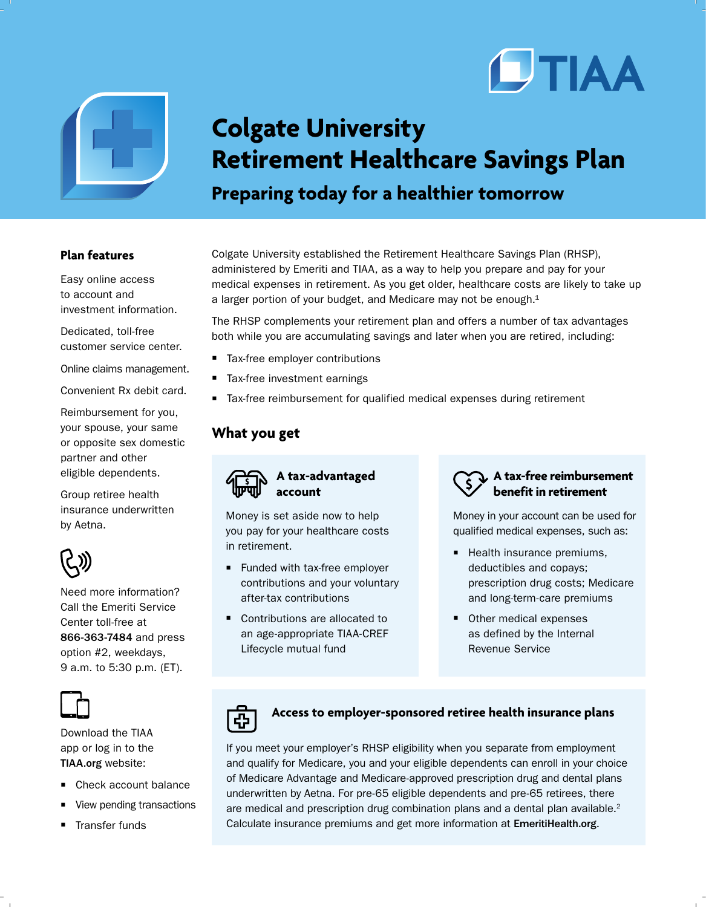# Colgate University Retirement Healthcare Savings Plan

## Preparing today for a healthier tomorrow

Colgate University established the Retirement Healthcare Savings Plan (RHSP), administered by Emeriti and TIAA, as a way to help you prepare and pay for your medical expenses in retirement. As you get older, healthcare costs are likely to take up a larger portion of your budget, and Medicare may not be enough.[1]

The RHSP complements your retirement plan and offers a number of tax advantages both while you are accumulating savings and later when you are retired, including:

- Tax-free employer contributions
- Tax-free investment earnings
- Tax-free reimbursement for qualified medical expenses during retirement

## What you get

### A tax-advantaged account

Money is set aside now to help you pay for your healthcare costs in retirement.

- Funded with tax-free employer contributions and your voluntary after-tax contributions
- Contributions are allocated to an age-appropriate TIAA-CREF Lifecycle mutual fund

### A tax-free reimbursement benefit in retirement

Money in your account can be used for qualified medical expenses, such as:

- Health insurance premiums, deductibles and copays; prescription drug costs; Medicare and long-term-care premiums
- Other medical expenses as defined by the Internal Revenue Service

### Access to employer-sponsored retiree health insurance plans

If you meet your employer's RHSP eligibility when you separate from employment and qualify for Medicare, you and your eligible dependents can enroll in your choice of Medicare Advantage and Medicare-approved prescription drug and dental plans underwritten by Aetna. For pre-65 eligible dependents and pre-65 retirees, there are medical and prescription drug combination plans and a dental plan available.[2] Calculate insurance premiums and get more information at **EmeritiHealth.org**.

### Plan features

Easy online access to account and investment information.

Dedicated, toll-free customer service center.

Online claims management.

Convenient Rx debit card.

Reimbursement for you, your spouse, your same or opposite sex domestic partner and other eligible dependents.

Group retiree health insurance underwritten by Aetna.

Need more information? Call the Emeriti Service Center toll-free at **866-363-7484** and press option #2, weekdays, 9 a.m. to 5:30 p.m. (ET).

Download the TIAA app or log in to the **TIAA.org** website:

- Check account balance
- View pending transactions
- Transfer funds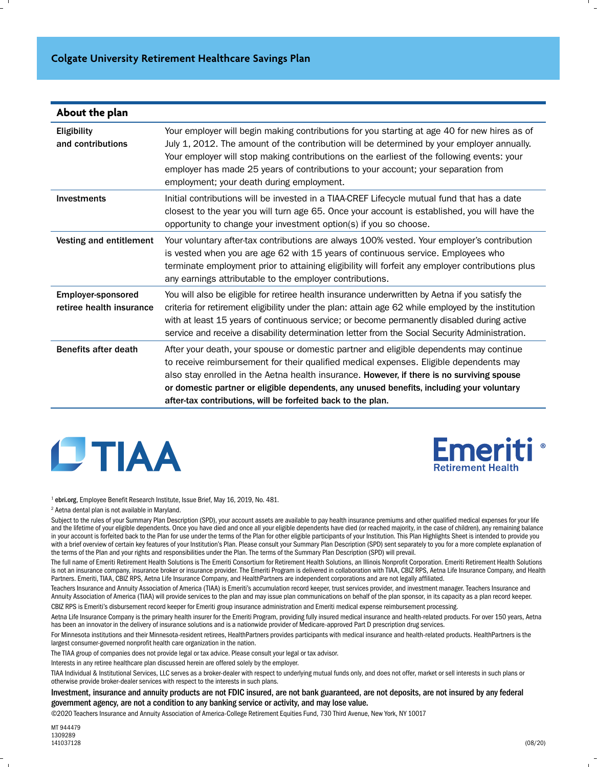## Colgate University Retirement Healthcare Savings Plan

### About the plan

| | |
|---|---|
| **Eligibility and contributions** | Your employer will begin making contributions for you starting at age 40 for new hires as of July 1, 2012. The amount of the contribution will be determined by your employer annually. Your employer will stop making contributions on the earliest of the following events: your employer has made 25 years of contributions to your account; your separation from employment; your death during employment. |
| **Investments** | Initial contributions will be invested in a TIAA-CREF Lifecycle mutual fund that has a date closest to the year you will turn age 65. Once your account is established, you will have the opportunity to change your investment option(s) if you so choose. |
| **Vesting and entitlement** | Your voluntary after-tax contributions are always 100% vested. Your employer's contribution is vested when you are age 62 with 15 years of continuous service. Employees who terminate employment prior to attaining eligibility will forfeit any employer contributions plus any earnings attributable to the employer contributions. |
| **Employer-sponsored retiree health insurance** | You will also be eligible for retiree health insurance underwritten by Aetna if you satisfy the criteria for retirement eligibility under the plan: attain age 62 while employed by the institution with at least 15 years of continuous service; or become permanently disabled during active service and receive a disability determination letter from the Social Security Administration. |
| **Benefits after death** | After your death, your spouse or domestic partner and eligible dependents may continue to receive reimbursement for their qualified medical expenses. Eligible dependents may also stay enrolled in the Aetna health insurance. **However, if there is no surviving spouse or domestic partner or eligible dependents, any unused benefits, including your voluntary after-tax contributions, will be forfeited back to the plan.** |

TIAA

Emeriti® Retirement Health

[1] **ebri.org**, Employee Benefit Research Institute, Issue Brief, May 16, 2019, No. 481.

[2] Aetna dental plan is not available in Maryland.

Subject to the rules of your Summary Plan Description (SPD), your account assets are available to pay health insurance premiums and other qualified medical expenses for your life and the lifetime of your eligible dependents. Once you have died and once all your eligible dependents have died (or reached majority, in the case of children), any remaining balance in your account is forfeited back to the Plan for use under the terms of the Plan for other eligible participants of your Institution. This Plan Highlights Sheet is intended to provide you with a brief overview of certain key features of your Institution's Plan. Please consult your Summary Plan Description (SPD) sent separately to you for a more complete explanation of the terms of the Plan and your rights and responsibilities under the Plan. The terms of the Summary Plan Description (SPD) will prevail.

The full name of Emeriti Retirement Health Solutions is The Emeriti Consortium for Retirement Health Solutions, an Illinois Nonprofit Corporation. Emeriti Retirement Health Solutions is not an insurance company, insurance broker or insurance provider. The Emeriti Program is delivered in collaboration with TIAA, CBIZ RPS, Aetna Life Insurance Company, and Health Partners. Emeriti, TIAA, CBIZ RPS, Aetna Life Insurance Company, and HealthPartners are independent corporations and are not legally affiliated.

Teachers Insurance and Annuity Association of America (TIAA) is Emeriti's accumulation record keeper, trust services provider, and investment manager. Teachers Insurance and Annuity Association of America (TIAA) will provide services to the plan and may issue plan communications on behalf of the plan sponsor, in its capacity as a plan record keeper.

CBIZ RPS is Emeriti's disbursement record keeper for Emeriti group insurance administration and Emeriti medical expense reimbursement processing.

Aetna Life Insurance Company is the primary health insurer for the Emeriti Program, providing fully insured medical insurance and health-related products. For over 150 years, Aetna has been an innovator in the delivery of insurance solutions and is a nationwide provider of Medicare-approved Part D prescription drug services.

For Minnesota institutions and their Minnesota-resident retirees, HealthPartners provides participants with medical insurance and health-related products. HealthPartners is the largest consumer-governed nonprofit health care organization in the nation.

The TIAA group of companies does not provide legal or tax advice. Please consult your legal or tax advisor.

Interests in any retiree healthcare plan discussed herein are offered solely by the employer.

TIAA Individual & Institutional Services, LLC serves as a broker-dealer with respect to underlying mutual funds only, and does not offer, market or sell interests in such plans or otherwise provide broker-dealer services with respect to the interests in such plans.

**Investment, insurance and annuity products are not FDIC insured, are not bank guaranteed, are not deposits, are not insured by any federal government agency, are not a condition to any banking service or activity, and may lose value.**

©2020 Teachers Insurance and Annuity Association of America-College Retirement Equities Fund, 730 Third Avenue, New York, NY 10017

MT 944479
1309289
141037128

(08/20)